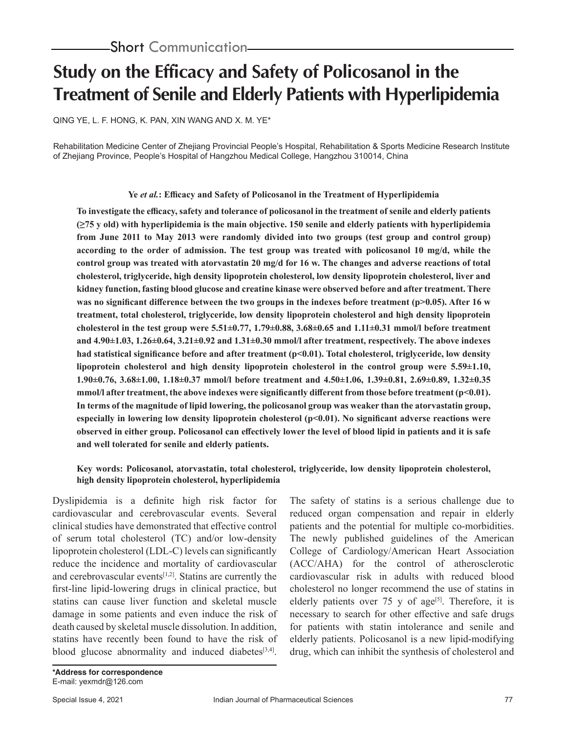Short Communication

# Study on the Efficacy and Safety of Policosanol in the Treatment of Senile and Elderly Patients with Hyperlipidemia

QING YE, L. F. HONG, K. PAN, XIN WANG AND X. M. YE*

Rehabilitation Medicine Center of Zhejiang Provincial People's Hospital, Rehabilitation & Sports Medicine Research Institute of Zhejiang Province, People's Hospital of Hangzhou Medical College, Hangzhou 310014, China

**Ye *et al.*: Efficacy and Safety of Policosanol in the Treatment of Hyperlipidemia**

**To investigate the efficacy, safety and tolerance of policosanol in the treatment of senile and elderly patients (≥75 y old) with hyperlipidemia is the main objective. 150 senile and elderly patients with hyperlipidemia from June 2011 to May 2013 were randomly divided into two groups (test group and control group) according to the order of admission. The test group was treated with policosanol 10 mg/d, while the control group was treated with atorvastatin 20 mg/d for 16 w. The changes and adverse reactions of total cholesterol, triglyceride, high density lipoprotein cholesterol, low density lipoprotein cholesterol, liver and kidney function, fasting blood glucose and creatine kinase were observed before and after treatment. There was no significant difference between the two groups in the indexes before treatment ($p>0.05$). After 16 w treatment, total cholesterol, triglyceride, low density lipoprotein cholesterol and high density lipoprotein cholesterol in the test group were 5.51±0.77, 1.79±0.88, 3.68±0.65 and 1.11±0.31 mmol/l before treatment and 4.90±1.03, 1.26±0.64, 3.21±0.92 and 1.31±0.30 mmol/l after treatment, respectively. The above indexes had statistical significance before and after treatment ($p<0.01$). Total cholesterol, triglyceride, low density lipoprotein cholesterol and high density lipoprotein cholesterol in the control group were 5.59±1.10, 1.90±0.76, 3.68±1.00, 1.18±0.37 mmol/l before treatment and 4.50±1.06, 1.39±0.81, 2.69±0.89, 1.32±0.35 mmol/l after treatment, the above indexes were significantly different from those before treatment ($p<0.01$). In terms of the magnitude of lipid lowering, the policosanol group was weaker than the atorvastatin group, especially in lowering low density lipoprotein cholesterol ($p<0.01$). No significant adverse reactions were observed in either group. Policosanol can effectively lower the level of blood lipid in patients and it is safe and well tolerated for senile and elderly patients.**

**Key words: Policosanol, atorvastatin, total cholesterol, triglyceride, low density lipoprotein cholesterol, high density lipoprotein cholesterol, hyperlipidemia**

Dyslipidemia is a definite high risk factor for cardiovascular and cerebrovascular events. Several clinical studies have demonstrated that effective control of serum total cholesterol (TC) and/or low-density lipoprotein cholesterol (LDL-C) levels can significantly reduce the incidence and mortality of cardiovascular and cerebrovascular events[1,2]. Statins are currently the first-line lipid-lowering drugs in clinical practice, but statins can cause liver function and skeletal muscle damage in some patients and even induce the risk of death caused by skeletal muscle dissolution. In addition, statins have recently been found to have the risk of blood glucose abnormality and induced diabetes[3,4]. The safety of statins is a serious challenge due to reduced organ compensation and repair in elderly patients and the potential for multiple co-morbidities. The newly published guidelines of the American College of Cardiology/American Heart Association (ACC/AHA) for the control of atherosclerotic cardiovascular risk in adults with reduced blood cholesterol no longer recommend the use of statins in elderly patients over 75 y of age[5]. Therefore, it is necessary to search for other effective and safe drugs for patients with statin intolerance and senile and elderly patients. Policosanol is a new lipid-modifying drug, which can inhibit the synthesis of cholesterol and

**\*Address for correspondence**
E-mail: yexmdr@126.com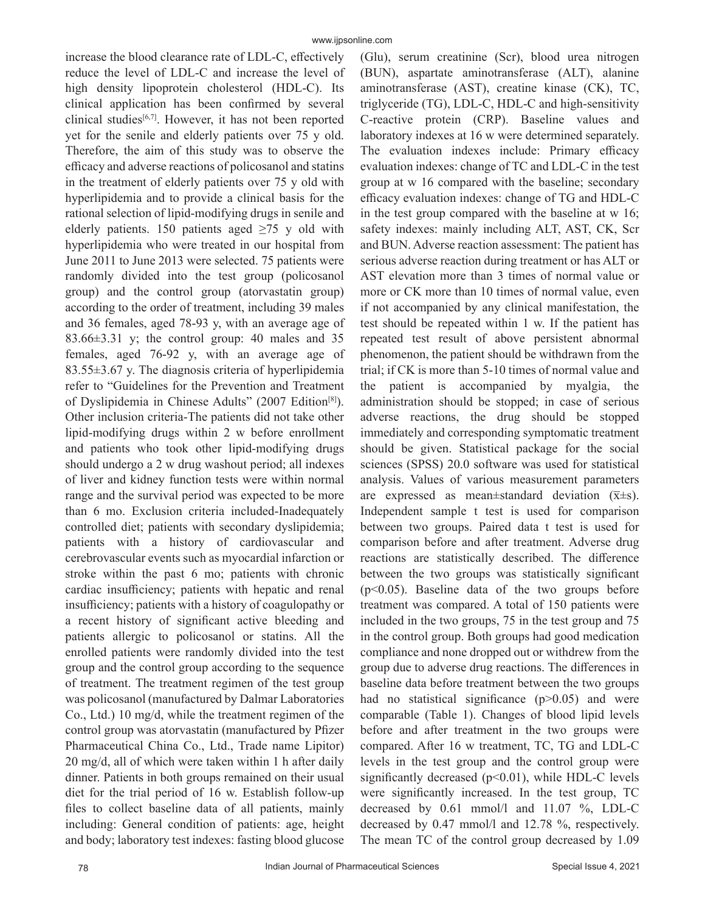increase the blood clearance rate of LDL-C, effectively reduce the level of LDL-C and increase the level of high density lipoprotein cholesterol (HDL-C). Its clinical application has been confirmed by several clinical studies[6,7]. However, it has not been reported yet for the senile and elderly patients over 75 y old. Therefore, the aim of this study was to observe the efficacy and adverse reactions of policosanol and statins in the treatment of elderly patients over 75 y old with hyperlipidemia and to provide a clinical basis for the rational selection of lipid-modifying drugs in senile and elderly patients. 150 patients aged ≥75 y old with hyperlipidemia who were treated in our hospital from June 2011 to June 2013 were selected. 75 patients were randomly divided into the test group (policosanol group) and the control group (atorvastatin group) according to the order of treatment, including 39 males and 36 females, aged 78-93 y, with an average age of 83.66±3.31 y; the control group: 40 males and 35 females, aged 76-92 y, with an average age of 83.55±3.67 y. The diagnosis criteria of hyperlipidemia refer to "Guidelines for the Prevention and Treatment of Dyslipidemia in Chinese Adults" (2007 Edition[8]). Other inclusion criteria-The patients did not take other lipid-modifying drugs within 2 w before enrollment and patients who took other lipid-modifying drugs should undergo a 2 w drug washout period; all indexes of liver and kidney function tests were within normal range and the survival period was expected to be more than 6 mo. Exclusion criteria included-Inadequately controlled diet; patients with secondary dyslipidemia; patients with a history of cardiovascular and cerebrovascular events such as myocardial infarction or stroke within the past 6 mo; patients with chronic cardiac insufficiency; patients with hepatic and renal insufficiency; patients with a history of coagulopathy or a recent history of significant active bleeding and patients allergic to policosanol or statins. All the enrolled patients were randomly divided into the test group and the control group according to the sequence of treatment. The treatment regimen of the test group was policosanol (manufactured by Dalmar Laboratories Co., Ltd.) 10 mg/d, while the treatment regimen of the control group was atorvastatin (manufactured by Pfizer Pharmaceutical China Co., Ltd., Trade name Lipitor) 20 mg/d, all of which were taken within 1 h after daily dinner. Patients in both groups remained on their usual diet for the trial period of 16 w. Establish follow-up files to collect baseline data of all patients, mainly including: General condition of patients: age, height and body; laboratory test indexes: fasting blood glucose (Glu), serum creatinine (Scr), blood urea nitrogen (BUN), aspartate aminotransferase (AST), alanine aminotransferase (ALT), creatine kinase (CK), TC, triglyceride (TG), LDL-C, HDL-C and high-sensitivity C-reactive protein (CRP). Baseline values and laboratory indexes at 16 w were determined separately. The evaluation indexes include: Primary efficacy evaluation indexes: change of TC and LDL-C in the test group at w 16 compared with the baseline; secondary efficacy evaluation indexes: change of TG and HDL-C in the test group compared with the baseline at w 16; safety indexes: mainly including ALT, AST, CK, Scr and BUN. Adverse reaction assessment: The patient has serious adverse reaction during treatment or has ALT or AST elevation more than 3 times of normal value or more or CK more than 10 times of normal value, even if not accompanied by any clinical manifestation, the test should be repeated within 1 w. If the patient has repeated test result of above persistent abnormal phenomenon, the patient should be withdrawn from the trial; if CK is more than 5-10 times of normal value and the patient is accompanied by myalgia, the administration should be stopped; in case of serious adverse reactions, the drug should be stopped immediately and corresponding symptomatic treatment should be given. Statistical package for the social sciences (SPSS) 20.0 software was used for statistical analysis. Values of various measurement parameters are expressed as mean±standard deviation ($\bar{x}$±s). Independent sample t test is used for comparison between two groups. Paired data t test is used for comparison before and after treatment. Adverse drug reactions are statistically described. The difference between the two groups was statistically significant ($p<0.05$). Baseline data of the two groups before treatment was compared. A total of 150 patients were included in the two groups, 75 in the test group and 75 in the control group. Both groups had good medication compliance and none dropped out or withdrew from the group due to adverse drug reactions. The differences in baseline data before treatment between the two groups had no statistical significance ($p>0.05$) and were comparable (Table 1). Changes of blood lipid levels before and after treatment in the two groups were compared. After 16 w treatment, TC, TG and LDL-C levels in the test group and the control group were significantly decreased ($p<0.01$), while HDL-C levels were significantly increased. In the test group, TC decreased by 0.61 mmol/l and 11.07 %, LDL-C decreased by 0.47 mmol/l and 12.78 %, respectively. The mean TC of the control group decreased by 1.09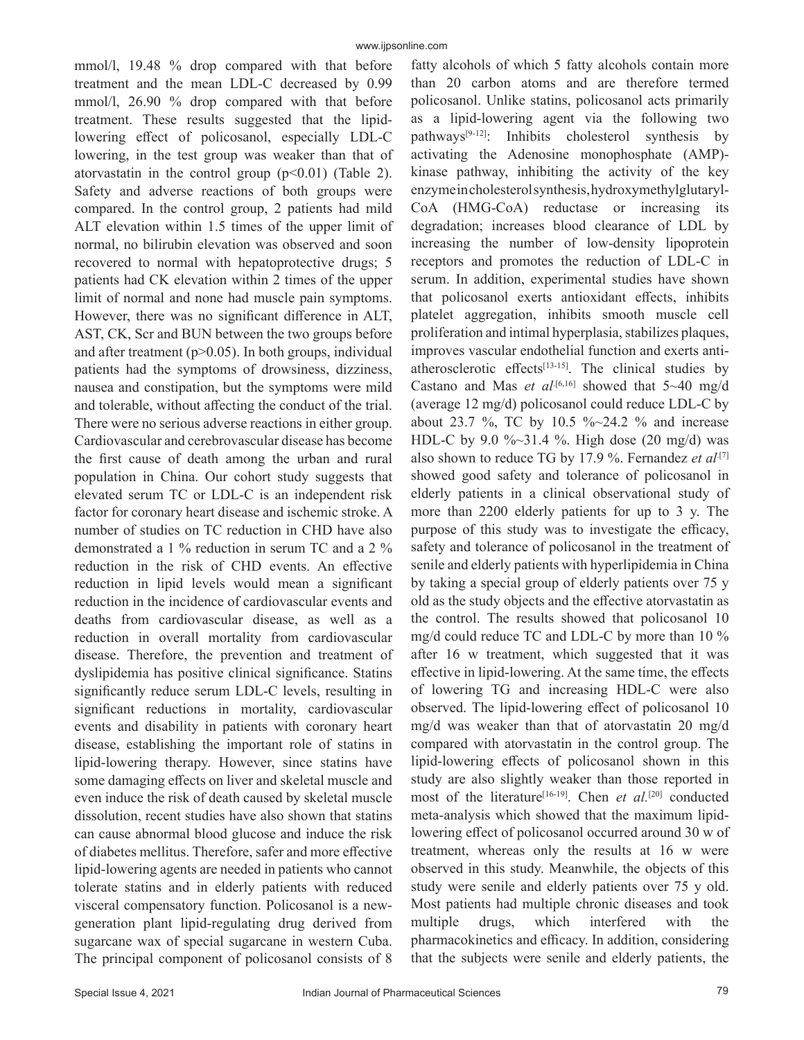mmol/l, 19.48 % drop compared with that before treatment and the mean LDL-C decreased by 0.99 mmol/l, 26.90 % drop compared with that before treatment. These results suggested that the lipid-lowering effect of policosanol, especially LDL-C lowering, in the test group was weaker than that of atorvastatin in the control group ($p<0.01$) (Table 2). Safety and adverse reactions of both groups were compared. In the control group, 2 patients had mild ALT elevation within 1.5 times of the upper limit of normal, no bilirubin elevation was observed and soon recovered to normal with hepatoprotective drugs; 5 patients had CK elevation within 2 times of the upper limit of normal and none had muscle pain symptoms. However, there was no significant difference in ALT, AST, CK, Scr and BUN between the two groups before and after treatment ($p>0.05$). In both groups, individual patients had the symptoms of drowsiness, dizziness, nausea and constipation, but the symptoms were mild and tolerable, without affecting the conduct of the trial. There were no serious adverse reactions in either group.

Cardiovascular and cerebrovascular disease has become the first cause of death among the urban and rural population in China. Our cohort study suggests that elevated serum TC or LDL-C is an independent risk factor for coronary heart disease and ischemic stroke. A number of studies on TC reduction in CHD have also demonstrated a 1 % reduction in serum TC and a 2 % reduction in the risk of CHD events. An effective reduction in lipid levels would mean a significant reduction in the incidence of cardiovascular events and deaths from cardiovascular disease, as well as a reduction in overall mortality from cardiovascular disease. Therefore, the prevention and treatment of dyslipidemia has positive clinical significance. Statins significantly reduce serum LDL-C levels, resulting in significant reductions in mortality, cardiovascular events and disability in patients with coronary heart disease, establishing the important role of statins in lipid-lowering therapy. However, since statins have some damaging effects on liver and skeletal muscle and even induce the risk of death caused by skeletal muscle dissolution, recent studies have also shown that statins can cause abnormal blood glucose and induce the risk of diabetes mellitus. Therefore, safer and more effective lipid-lowering agents are needed in patients who cannot tolerate statins and in elderly patients with reduced visceral compensatory function. Policosanol is a new-generation plant lipid-regulating drug derived from sugarcane wax of special sugarcane in western Cuba. The principal component of policosanol consists of 8 fatty alcohols of which 5 fatty alcohols contain more than 20 carbon atoms and are therefore termed policosanol. Unlike statins, policosanol acts primarily as a lipid-lowering agent via the following two pathways[9-12]: Inhibits cholesterol synthesis by activating the Adenosine monophosphate (AMP)-kinase pathway, inhibiting the activity of the key enzyme in cholesterol synthesis, hydroxymethylglutaryl-CoA (HMG-CoA) reductase or increasing its degradation; increases blood clearance of LDL by increasing the number of low-density lipoprotein receptors and promotes the reduction of LDL-C in serum. In addition, experimental studies have shown that policosanol exerts antioxidant effects, inhibits platelet aggregation, inhibits smooth muscle cell proliferation and intimal hyperplasia, stabilizes plaques, improves vascular endothelial function and exerts anti-atherosclerotic effects[13-15]. The clinical studies by Castano and Mas *et al.*[6,16] showed that 5~40 mg/d (average 12 mg/d) policosanol could reduce LDL-C by about 23.7 %, TC by 10.5 %~24.2 % and increase HDL-C by 9.0 %~31.4 %. High dose (20 mg/d) was also shown to reduce TG by 17.9 %. Fernandez *et al.*[7] showed good safety and tolerance of policosanol in elderly patients in a clinical observational study of more than 2200 elderly patients for up to 3 y. The purpose of this study was to investigate the efficacy, safety and tolerance of policosanol in the treatment of senile and elderly patients with hyperlipidemia in China by taking a special group of elderly patients over 75 y old as the study objects and the effective atorvastatin as the control. The results showed that policosanol 10 mg/d could reduce TC and LDL-C by more than 10 % after 16 w treatment, which suggested that it was effective in lipid-lowering. At the same time, the effects of lowering TG and increasing HDL-C were also observed. The lipid-lowering effect of policosanol 10 mg/d was weaker than that of atorvastatin 20 mg/d compared with atorvastatin in the control group. The lipid-lowering effects of policosanol shown in this study are also slightly weaker than those reported in most of the literature[16-19]. Chen *et al.*[20] conducted meta-analysis which showed that the maximum lipid-lowering effect of policosanol occurred around 30 w of treatment, whereas only the results at 16 w were observed in this study. Meanwhile, the objects of this study were senile and elderly patients over 75 y old. Most patients had multiple chronic diseases and took multiple drugs, which interfered with the pharmacokinetics and efficacy. In addition, considering that the subjects were senile and elderly patients, the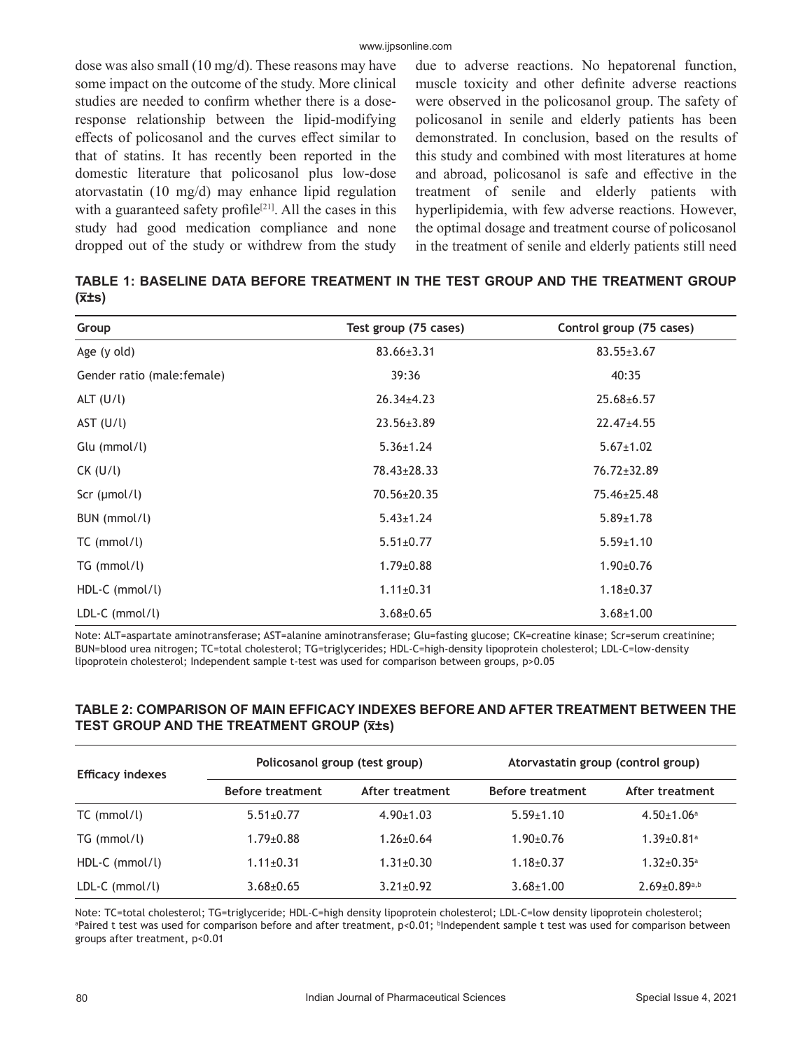dose was also small (10 mg/d). These reasons may have some impact on the outcome of the study. More clinical studies are needed to confirm whether there is a dose-response relationship between the lipid-modifying effects of policosanol and the curves effect similar to that of statins. It has recently been reported in the domestic literature that policosanol plus low-dose atorvastatin (10 mg/d) may enhance lipid regulation with a guaranteed safety profile[21]. All the cases in this study had good medication compliance and none dropped out of the study or withdrew from the study due to adverse reactions. No hepatorenal function, muscle toxicity and other definite adverse reactions were observed in the policosanol group. The safety of policosanol in senile and elderly patients has been demonstrated. In conclusion, based on the results of this study and combined with most literatures at home and abroad, policosanol is safe and effective in the treatment of senile and elderly patients with hyperlipidemia, with few adverse reactions. However, the optimal dosage and treatment course of policosanol in the treatment of senile and elderly patients still need

**TABLE 1: BASELINE DATA BEFORE TREATMENT IN THE TEST GROUP AND THE TREATMENT GROUP ($\bar{x}$±s)**

| Group | Test group (75 cases) | Control group (75 cases) |
|---|---|---|
| Age (y old) | 83.66±3.31 | 83.55±3.67 |
| Gender ratio (male:female) | 39:36 | 40:35 |
| ALT (U/l) | 26.34±4.23 | 25.68±6.57 |
| AST (U/l) | 23.56±3.89 | 22.47±4.55 |
| Glu (mmol/l) | 5.36±1.24 | 5.67±1.02 |
| CK (U/l) | 78.43±28.33 | 76.72±32.89 |
| Scr (μmol/l) | 70.56±20.35 | 75.46±25.48 |
| BUN (mmol/l) | 5.43±1.24 | 5.89±1.78 |
| TC (mmol/l) | 5.51±0.77 | 5.59±1.10 |
| TG (mmol/l) | 1.79±0.88 | 1.90±0.76 |
| HDL-C (mmol/l) | 1.11±0.31 | 1.18±0.37 |
| LDL-C (mmol/l) | 3.68±0.65 | 3.68±1.00 |

Note: ALT=aspartate aminotransferase; AST=alanine aminotransferase; Glu=fasting glucose; CK=creatine kinase; Scr=serum creatinine; BUN=blood urea nitrogen; TC=total cholesterol; TG=triglycerides; HDL-C=high-density lipoprotein cholesterol; LDL-C=low-density lipoprotein cholesterol; Independent sample t-test was used for comparison between groups, $p>0.05$

**TABLE 2: COMPARISON OF MAIN EFFICACY INDEXES BEFORE AND AFTER TREATMENT BETWEEN THE TEST GROUP AND THE TREATMENT GROUP ($\bar{x}$±s)**

| Efficacy indexes | Policosanol group (test group) | | Atorvastatin group (control group) | |
|---|---|---|---|---|
| | Before treatment | After treatment | Before treatment | After treatment |
| TC (mmol/l) | 5.51±0.77 | 4.90±1.03 | 5.59±1.10 | 4.50±1.06[a] |
| TG (mmol/l) | 1.79±0.88 | 1.26±0.64 | 1.90±0.76 | 1.39±0.81[a] |
| HDL-C (mmol/l) | 1.11±0.31 | 1.31±0.30 | 1.18±0.37 | 1.32±0.35[a] |
| LDL-C (mmol/l) | 3.68±0.65 | 3.21±0.92 | 3.68±1.00 | 2.69±0.89[a,b] |

Note: TC=total cholesterol; TG=triglyceride; HDL-C=high density lipoprotein cholesterol; LDL-C=low density lipoprotein cholesterol; [a]Paired t test was used for comparison before and after treatment, $p<0.01$; [b]Independent sample t test was used for comparison between groups after treatment, $p<0.01$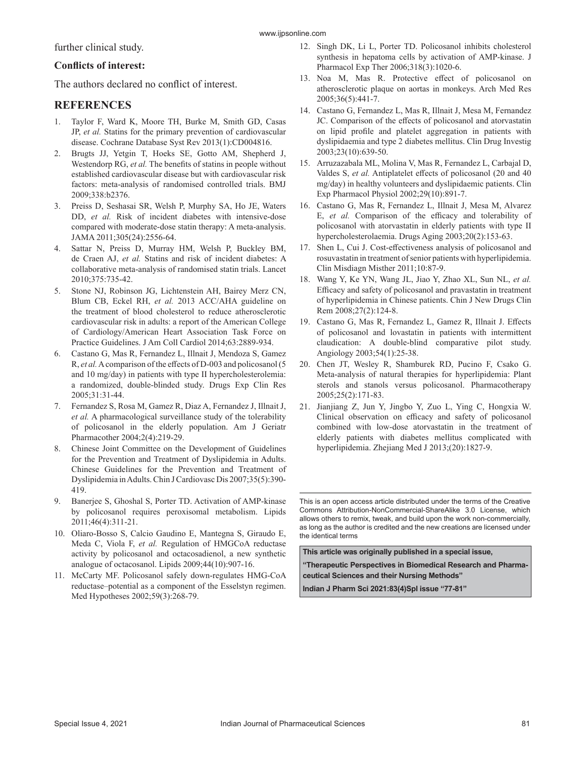further clinical study.

**Conflicts of interest:**

The authors declared no conflict of interest.

## REFERENCES

1. Taylor F, Ward K, Moore TH, Burke M, Smith GD, Casas JP, *et al.* Statins for the primary prevention of cardiovascular disease. Cochrane Database Syst Rev 2013(1):CD004816.
2. Brugts JJ, Yetgin T, Hoeks SE, Gotto AM, Shepherd J, Westendorp RG, *et al.* The benefits of statins in people without established cardiovascular disease but with cardiovascular risk factors: meta-analysis of randomised controlled trials. BMJ 2009;338:b2376.
3. Preiss D, Seshasai SR, Welsh P, Murphy SA, Ho JE, Waters DD, *et al.* Risk of incident diabetes with intensive-dose compared with moderate-dose statin therapy: A meta-analysis. JAMA 2011;305(24):2556-64.
4. Sattar N, Preiss D, Murray HM, Welsh P, Buckley BM, de Craen AJ, *et al.* Statins and risk of incident diabetes: A collaborative meta-analysis of randomised statin trials. Lancet 2010;375:735-42.
5. Stone NJ, Robinson JG, Lichtenstein AH, Bairey Merz CN, Blum CB, Eckel RH, *et al.* 2013 ACC/AHA guideline on the treatment of blood cholesterol to reduce atherosclerotic cardiovascular risk in adults: a report of the American College of Cardiology/American Heart Association Task Force on Practice Guidelines. J Am Coll Cardiol 2014;63:2889-934.
6. Castano G, Mas R, Fernandez L, Illnait J, Mendoza S, Gamez R, *et al.* A comparison of the effects of D-003 and policosanol (5 and 10 mg/day) in patients with type II hypercholesterolemia: a randomized, double-blinded study. Drugs Exp Clin Res 2005;31:31-44.
7. Fernandez S, Rosa M, Gamez R, Diaz A, Fernandez J, Illnait J, *et al.* A pharmacological surveillance study of the tolerability of policosanol in the elderly population. Am J Geriatr Pharmacother 2004;2(4):219-29.
8. Chinese Joint Committee on the Development of Guidelines for the Prevention and Treatment of Dyslipidemia in Adults. Chinese Guidelines for the Prevention and Treatment of Dyslipidemia in Adults. Chin J Cardiovasc Dis 2007;35(5):390-419.
9. Banerjee S, Ghoshal S, Porter TD. Activation of AMP-kinase by policosanol requires peroxisomal metabolism. Lipids 2011;46(4):311-21.
10. Oliaro-Bosso S, Calcio Gaudino E, Mantegna S, Giraudo E, Meda C, Viola F, *et al.* Regulation of HMGCoA reductase activity by policosanol and octacosadienol, a new synthetic analogue of octacosanol. Lipids 2009;44(10):907-16.
11. McCarty MF. Policosanol safely down-regulates HMG-CoA reductase–potential as a component of the Esselstyn regimen. Med Hypotheses 2002;59(3):268-79.
12. Singh DK, Li L, Porter TD. Policosanol inhibits cholesterol synthesis in hepatoma cells by activation of AMP-kinase. J Pharmacol Exp Ther 2006;318(3):1020-6.
13. Noa M, Mas R. Protective effect of policosanol on atherosclerotic plaque on aortas in monkeys. Arch Med Res 2005;36(5):441-7.
14. Castano G, Fernandez L, Mas R, Illnait J, Mesa M, Fernandez JC. Comparison of the effects of policosanol and atorvastatin on lipid profile and platelet aggregation in patients with dyslipidaemia and type 2 diabetes mellitus. Clin Drug Investig 2003;23(10):639-50.
15. Arruzazabala ML, Molina V, Mas R, Fernandez L, Carbajal D, Valdes S, *et al.* Antiplatelet effects of policosanol (20 and 40 mg/day) in healthy volunteers and dyslipidaemic patients. Clin Exp Pharmacol Physiol 2002;29(10):891-7.
16. Castano G, Mas R, Fernandez L, Illnait J, Mesa M, Alvarez E, *et al.* Comparison of the efficacy and tolerability of policosanol with atorvastatin in elderly patients with type II hypercholesterolaemia. Drugs Aging 2003;20(2):153-63.
17. Shen L, Cui J. Cost-effectiveness analysis of policosanol and rosuvastatin in treatment of senior patients with hyperlipidemia. Clin Misdiagn Misther 2011;10:87-9.
18. Wang Y, Ke YN, Wang JL, Jiao Y, Zhao XL, Sun NL, *et al.* Efficacy and safety of policosanol and pravastatin in treatment of hyperlipidemia in Chinese patients. Chin J New Drugs Clin Rem 2008;27(2):124-8.
19. Castano G, Mas R, Fernandez L, Gamez R, Illnait J. Effects of policosanol and lovastatin in patients with intermittent claudication: A double-blind comparative pilot study. Angiology 2003;54(1):25-38.
20. Chen JT, Wesley R, Shamburek RD, Pucino F, Csako G. Meta-analysis of natural therapies for hyperlipidemia: Plant sterols and stanols versus policosanol. Pharmacotherapy 2005;25(2):171-83.
21. Jianjiang Z, Jun Y, Jingbo Y, Zuo L, Ying C, Hongxia W. Clinical observation on efficacy and safety of policosanol combined with low-dose atorvastatin in the treatment of elderly patients with diabetes mellitus complicated with hyperlipidemia. Zhejiang Med J 2013;(20):1827-9.

This is an open access article distributed under the terms of the Creative Commons Attribution-NonCommercial-ShareAlike 3.0 License, which allows others to remix, tweak, and build upon the work non-commercially, as long as the author is credited and the new creations are licensed under the identical terms

**This article was originally published in a special issue, "Therapeutic Perspectives in Biomedical Research and Pharmaceutical Sciences and their Nursing Methods" Indian J Pharm Sci 2021:83(4)Spl issue "77-81"**